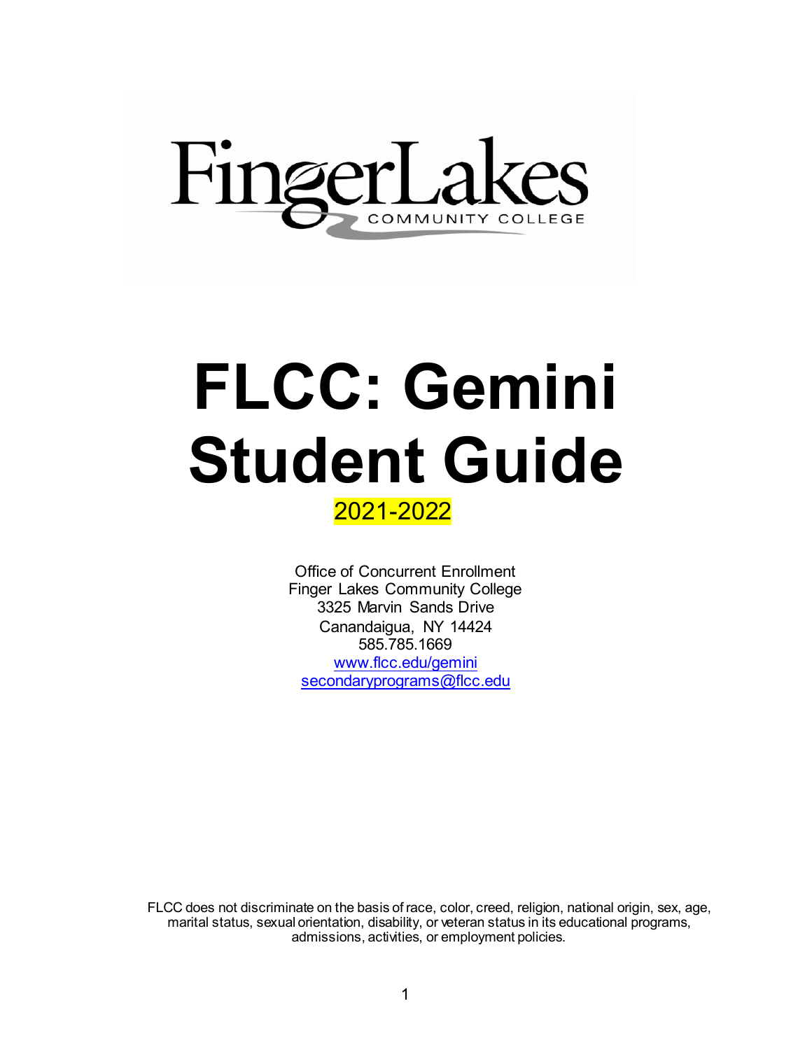FingerLakes
COMMUNITY COLLEGE

# FLCC: Gemini Student Guide

2021-2022

Office of Concurrent Enrollment
Finger Lakes Community College
3325 Marvin Sands Drive
Canandaigua, NY 14424
585.785.1669
www.flcc.edu/gemini
secondaryprograms@flcc.edu

FLCC does not discriminate on the basis of race, color, creed, religion, national origin, sex, age, marital status, sexual orientation, disability, or veteran status in its educational programs, admissions, activities, or employment policies.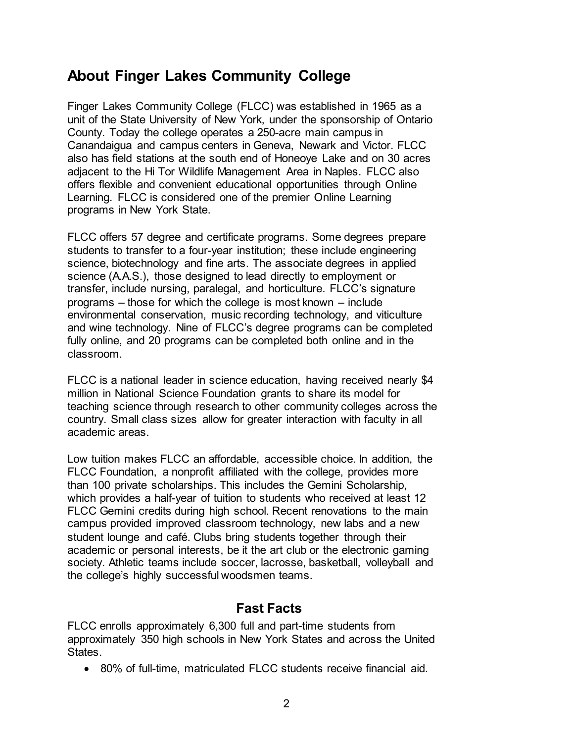## About Finger Lakes Community College

Finger Lakes Community College (FLCC) was established in 1965 as a unit of the State University of New York, under the sponsorship of Ontario County. Today the college operates a 250-acre main campus in Canandaigua and campus centers in Geneva, Newark and Victor. FLCC also has field stations at the south end of Honeoye Lake and on 30 acres adjacent to the Hi Tor Wildlife Management Area in Naples. FLCC also offers flexible and convenient educational opportunities through Online Learning. FLCC is considered one of the premier Online Learning programs in New York State.

FLCC offers 57 degree and certificate programs. Some degrees prepare students to transfer to a four-year institution; these include engineering science, biotechnology and fine arts. The associate degrees in applied science (A.A.S.), those designed to lead directly to employment or transfer, include nursing, paralegal, and horticulture. FLCC's signature programs – those for which the college is most known – include environmental conservation, music recording technology, and viticulture and wine technology. Nine of FLCC's degree programs can be completed fully online, and 20 programs can be completed both online and in the classroom.

FLCC is a national leader in science education, having received nearly $4 million in National Science Foundation grants to share its model for teaching science through research to other community colleges across the country. Small class sizes allow for greater interaction with faculty in all academic areas.

Low tuition makes FLCC an affordable, accessible choice. In addition, the FLCC Foundation, a nonprofit affiliated with the college, provides more than 100 private scholarships. This includes the Gemini Scholarship, which provides a half-year of tuition to students who received at least 12 FLCC Gemini credits during high school. Recent renovations to the main campus provided improved classroom technology, new labs and a new student lounge and café. Clubs bring students together through their academic or personal interests, be it the art club or the electronic gaming society. Athletic teams include soccer, lacrosse, basketball, volleyball and the college's highly successful woodsmen teams.

### Fast Facts

FLCC enrolls approximately 6,300 full and part-time students from approximately 350 high schools in New York States and across the United States.

- 80% of full-time, matriculated FLCC students receive financial aid.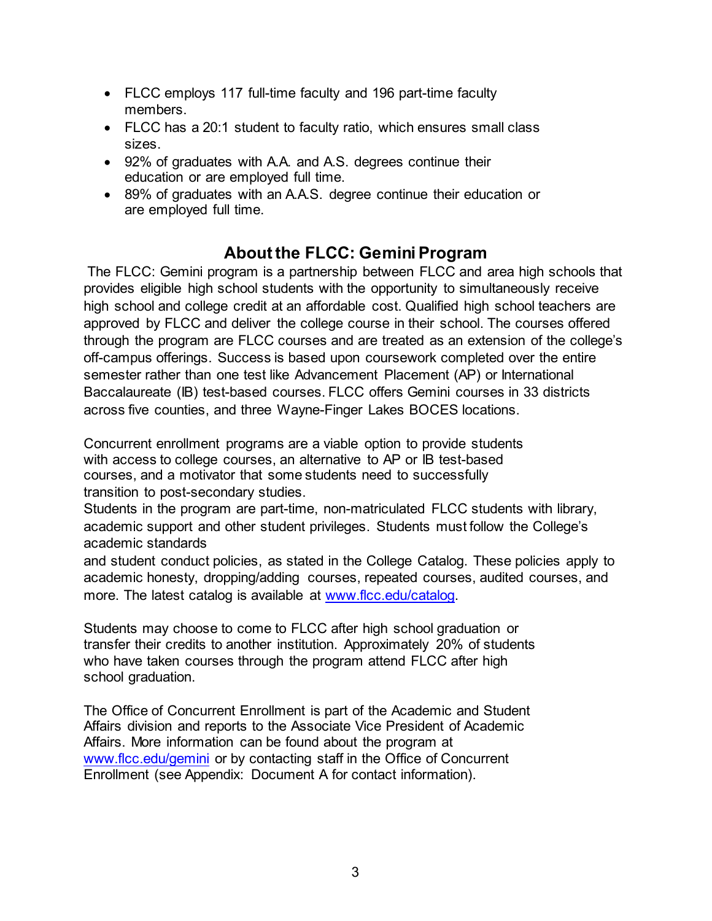- FLCC employs 117 full-time faculty and 196 part-time faculty members.
- FLCC has a 20:1 student to faculty ratio, which ensures small class sizes.
- 92% of graduates with A.A. and A.S. degrees continue their education or are employed full time.
- 89% of graduates with an A.A.S. degree continue their education or are employed full time.

## About the FLCC: Gemini Program

The FLCC: Gemini program is a partnership between FLCC and area high schools that provides eligible high school students with the opportunity to simultaneously receive high school and college credit at an affordable cost. Qualified high school teachers are approved by FLCC and deliver the college course in their school. The courses offered through the program are FLCC courses and are treated as an extension of the college's off-campus offerings. Success is based upon coursework completed over the entire semester rather than one test like Advancement Placement (AP) or International Baccalaureate (IB) test-based courses. FLCC offers Gemini courses in 33 districts across five counties, and three Wayne-Finger Lakes BOCES locations.

Concurrent enrollment programs are a viable option to provide students with access to college courses, an alternative to AP or IB test-based courses, and a motivator that some students need to successfully transition to post-secondary studies.
Students in the program are part-time, non-matriculated FLCC students with library, academic support and other student privileges. Students must follow the College's academic standards and student conduct policies, as stated in the College Catalog. These policies apply to academic honesty, dropping/adding courses, repeated courses, audited courses, and more. The latest catalog is available at [www.flcc.edu/catalog](www.flcc.edu/catalog).

Students may choose to come to FLCC after high school graduation or transfer their credits to another institution. Approximately 20% of students who have taken courses through the program attend FLCC after high school graduation.

The Office of Concurrent Enrollment is part of the Academic and Student Affairs division and reports to the Associate Vice President of Academic Affairs. More information can be found about the program at [www.flcc.edu/gemini](www.flcc.edu/gemini) or by contacting staff in the Office of Concurrent Enrollment (see Appendix: Document A for contact information).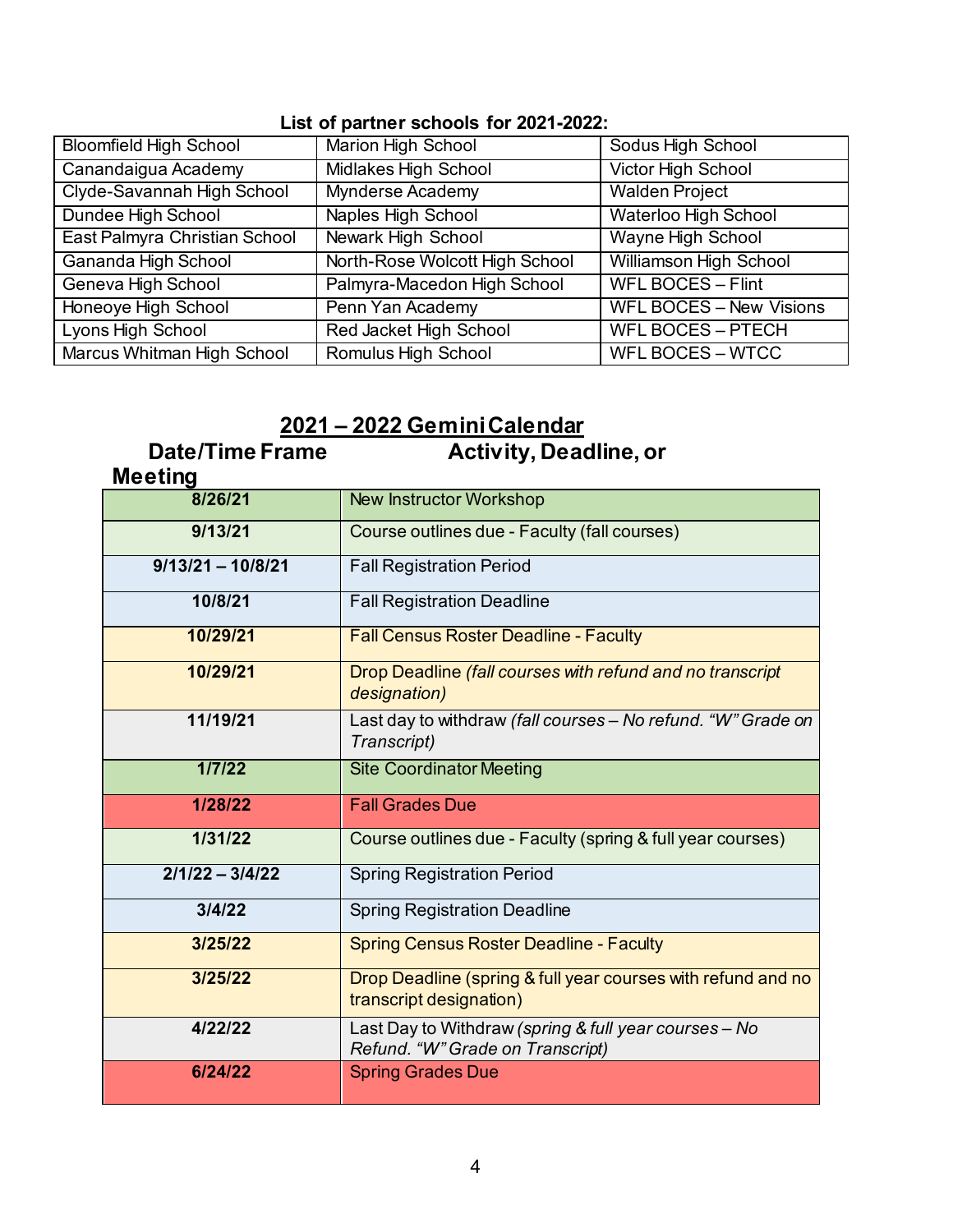**List of partner schools for 2021-2022:**

| | | |
|---|---|---|
| Bloomfield High School | Marion High School | Sodus High School |
| Canandaigua Academy | Midlakes High School | Victor High School |
| Clyde-Savannah High School | Mynderse Academy | Walden Project |
| Dundee High School | Naples High School | Waterloo High School |
| East Palmyra Christian School | Newark High School | Wayne High School |
| Gananda High School | North-Rose Wolcott High School | Williamson High School |
| Geneva High School | Palmyra-Macedon High School | WFL BOCES – Flint |
| Honeoye High School | Penn Yan Academy | WFL BOCES – New Visions |
| Lyons High School | Red Jacket High School | WFL BOCES – PTECH |
| Marcus Whitman High School | Romulus High School | WFL BOCES – WTCC |

## 2021 – 2022 Gemini Calendar

| Date/Time Frame | Activity, Deadline, or Meeting |
|---|---|
| **8/26/21** | New Instructor Workshop |
| **9/13/21** | Course outlines due - Faculty (fall courses) |
| **9/13/21 – 10/8/21** | Fall Registration Period |
| **10/8/21** | Fall Registration Deadline |
| **10/29/21** | Fall Census Roster Deadline - Faculty |
| **10/29/21** | Drop Deadline *(fall courses with refund and no transcript designation)* |
| **11/19/21** | Last day to withdraw *(fall courses – No refund. "W" Grade on Transcript)* |
| **1/7/22** | Site Coordinator Meeting |
| **1/28/22** | Fall Grades Due |
| **1/31/22** | Course outlines due - Faculty (spring & full year courses) |
| **2/1/22 – 3/4/22** | Spring Registration Period |
| **3/4/22** | Spring Registration Deadline |
| **3/25/22** | Spring Census Roster Deadline - Faculty |
| **3/25/22** | Drop Deadline (spring & full year courses with refund and no transcript designation) |
| **4/22/22** | Last Day to Withdraw *(spring & full year courses – No Refund. "W" Grade on Transcript)* |
| **6/24/22** | Spring Grades Due |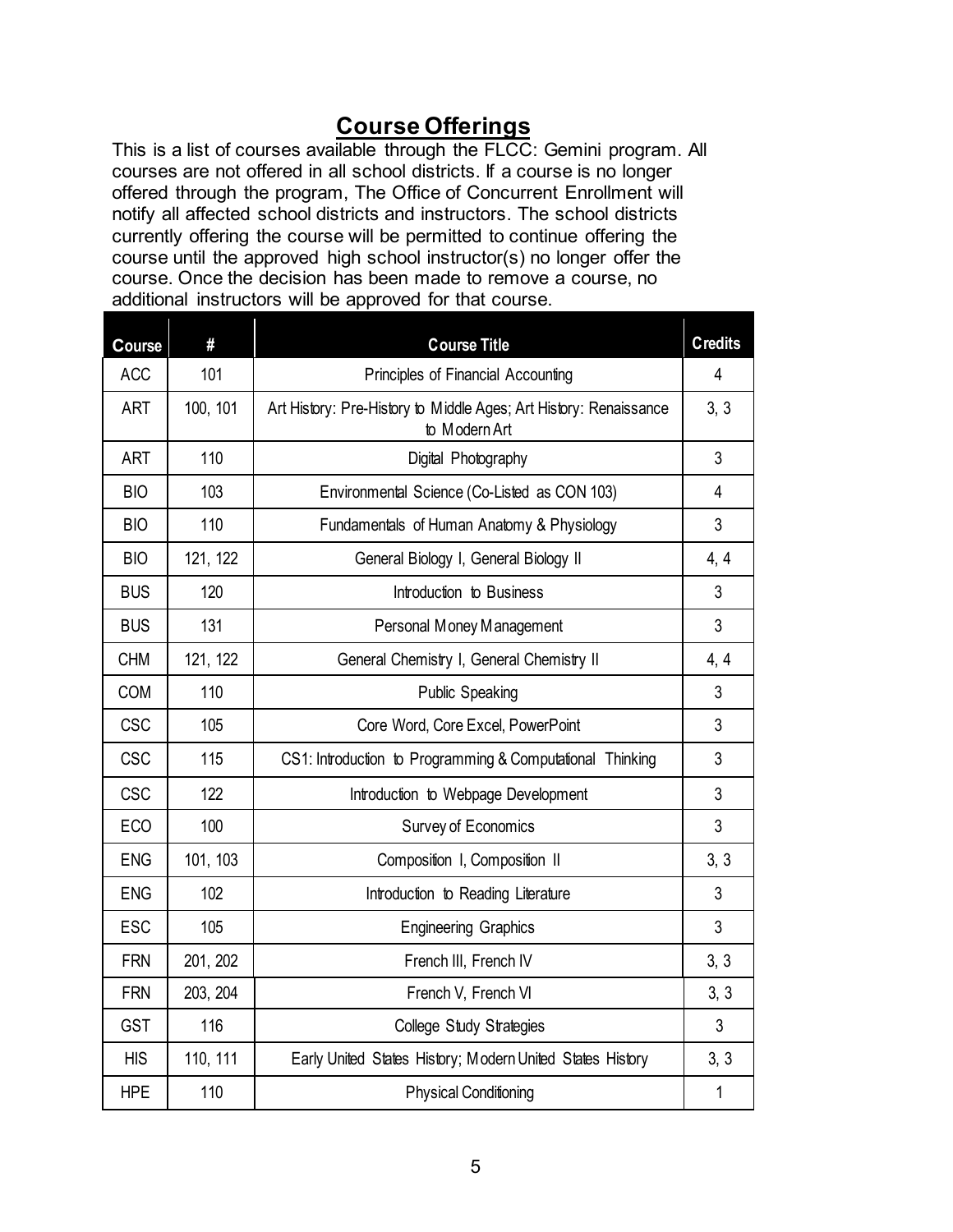## Course Offerings

This is a list of courses available through the FLCC: Gemini program. All courses are not offered in all school districts. If a course is no longer offered through the program, The Office of Concurrent Enrollment will notify all affected school districts and instructors. The school districts currently offering the course will be permitted to continue offering the course until the approved high school instructor(s) no longer offer the course. Once the decision has been made to remove a course, no additional instructors will be approved for that course.

| Course | # | Course Title | Credits |
|---|---|---|---|
| ACC | 101 | Principles of Financial Accounting | 4 |
| ART | 100, 101 | Art History: Pre-History to Middle Ages; Art History: Renaissance to Modern Art | 3, 3 |
| ART | 110 | Digital Photography | 3 |
| BIO | 103 | Environmental Science (Co-Listed as CON 103) | 4 |
| BIO | 110 | Fundamentals of Human Anatomy & Physiology | 3 |
| BIO | 121, 122 | General Biology I, General Biology II | 4, 4 |
| BUS | 120 | Introduction to Business | 3 |
| BUS | 131 | Personal Money Management | 3 |
| CHM | 121, 122 | General Chemistry I, General Chemistry II | 4, 4 |
| COM | 110 | Public Speaking | 3 |
| CSC | 105 | Core Word, Core Excel, PowerPoint | 3 |
| CSC | 115 | CS1: Introduction to Programming & Computational Thinking | 3 |
| CSC | 122 | Introduction to Webpage Development | 3 |
| ECO | 100 | Survey of Economics | 3 |
| ENG | 101, 103 | Composition I, Composition II | 3, 3 |
| ENG | 102 | Introduction to Reading Literature | 3 |
| ESC | 105 | Engineering Graphics | 3 |
| FRN | 201, 202 | French III, French IV | 3, 3 |
| FRN | 203, 204 | French V, French VI | 3, 3 |
| GST | 116 | College Study Strategies | 3 |
| HIS | 110, 111 | Early United States History; Modern United States History | 3, 3 |
| HPE | 110 | Physical Conditioning | 1 |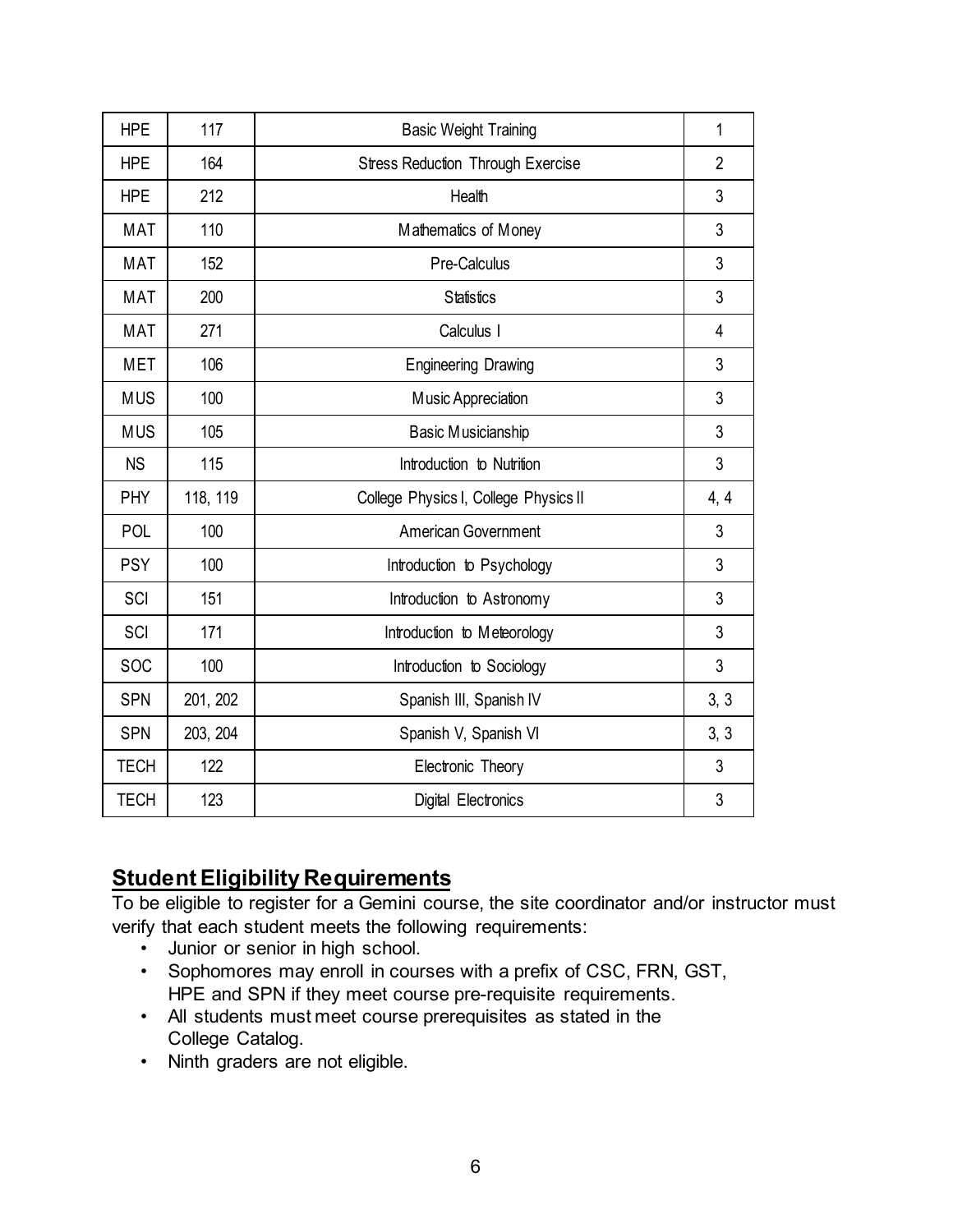| | | | |
|---|---|---|---|
| HPE | 117 | Basic Weight Training | 1 |
| HPE | 164 | Stress Reduction Through Exercise | 2 |
| HPE | 212 | Health | 3 |
| MAT | 110 | Mathematics of Money | 3 |
| MAT | 152 | Pre-Calculus | 3 |
| MAT | 200 | Statistics | 3 |
| MAT | 271 | Calculus I | 4 |
| MET | 106 | Engineering Drawing | 3 |
| MUS | 100 | Music Appreciation | 3 |
| MUS | 105 | Basic Musicianship | 3 |
| NS | 115 | Introduction to Nutrition | 3 |
| PHY | 118, 119 | College Physics I, College Physics II | 4, 4 |
| POL | 100 | American Government | 3 |
| PSY | 100 | Introduction to Psychology | 3 |
| SCI | 151 | Introduction to Astronomy | 3 |
| SCI | 171 | Introduction to Meteorology | 3 |
| SOC | 100 | Introduction to Sociology | 3 |
| SPN | 201, 202 | Spanish III, Spanish IV | 3, 3 |
| SPN | 203, 204 | Spanish V, Spanish VI | 3, 3 |
| TECH | 122 | Electronic Theory | 3 |
| TECH | 123 | Digital Electronics | 3 |

## Student Eligibility Requirements

To be eligible to register for a Gemini course, the site coordinator and/or instructor must verify that each student meets the following requirements:

- Junior or senior in high school.
- Sophomores may enroll in courses with a prefix of CSC, FRN, GST, HPE and SPN if they meet course pre-requisite requirements.
- All students must meet course prerequisites as stated in the College Catalog.
- Ninth graders are not eligible.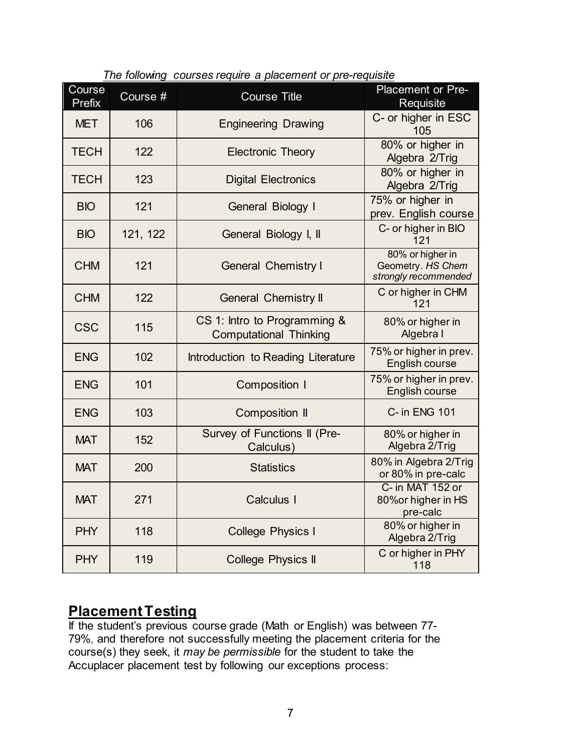*The following courses require a placement or pre-requisite*

| Course Prefix | Course # | Course Title | Placement or Pre-Requisite |
|---|---|---|---|
| MET | 106 | Engineering Drawing | C- or higher in ESC 105 |
| TECH | 122 | Electronic Theory | 80% or higher in Algebra 2/Trig |
| TECH | 123 | Digital Electronics | 80% or higher in Algebra 2/Trig |
| BIO | 121 | General Biology I | 75% or higher in prev. English course |
| BIO | 121, 122 | General Biology I, II | C- or higher in BIO 121 |
| CHM | 121 | General Chemistry I | 80% or higher in Geometry. *HS Chem strongly recommended* |
| CHM | 122 | General Chemistry II | C or higher in CHM 121 |
| CSC | 115 | CS 1: Intro to Programming & Computational Thinking | 80% or higher in Algebra I |
| ENG | 102 | Introduction to Reading Literature | 75% or higher in prev. English course |
| ENG | 101 | Composition I | 75% or higher in prev. English course |
| ENG | 103 | Composition II | C- in ENG 101 |
| MAT | 152 | Survey of Functions II (Pre-Calculus) | 80% or higher in Algebra 2/Trig |
| MAT | 200 | Statistics | 80% in Algebra 2/Trig or 80% in pre-calc |
| MAT | 271 | Calculus I | C- in MAT 152 or 80%or higher in HS pre-calc |
| PHY | 118 | College Physics I | 80% or higher in Algebra 2/Trig |
| PHY | 119 | College Physics II | C or higher in PHY 118 |

## Placement Testing

If the student's previous course grade (Math or English) was between 77-79%, and therefore not successfully meeting the placement criteria for the course(s) they seek, it *may be permissible* for the student to take the Accuplacer placement test by following our exceptions process: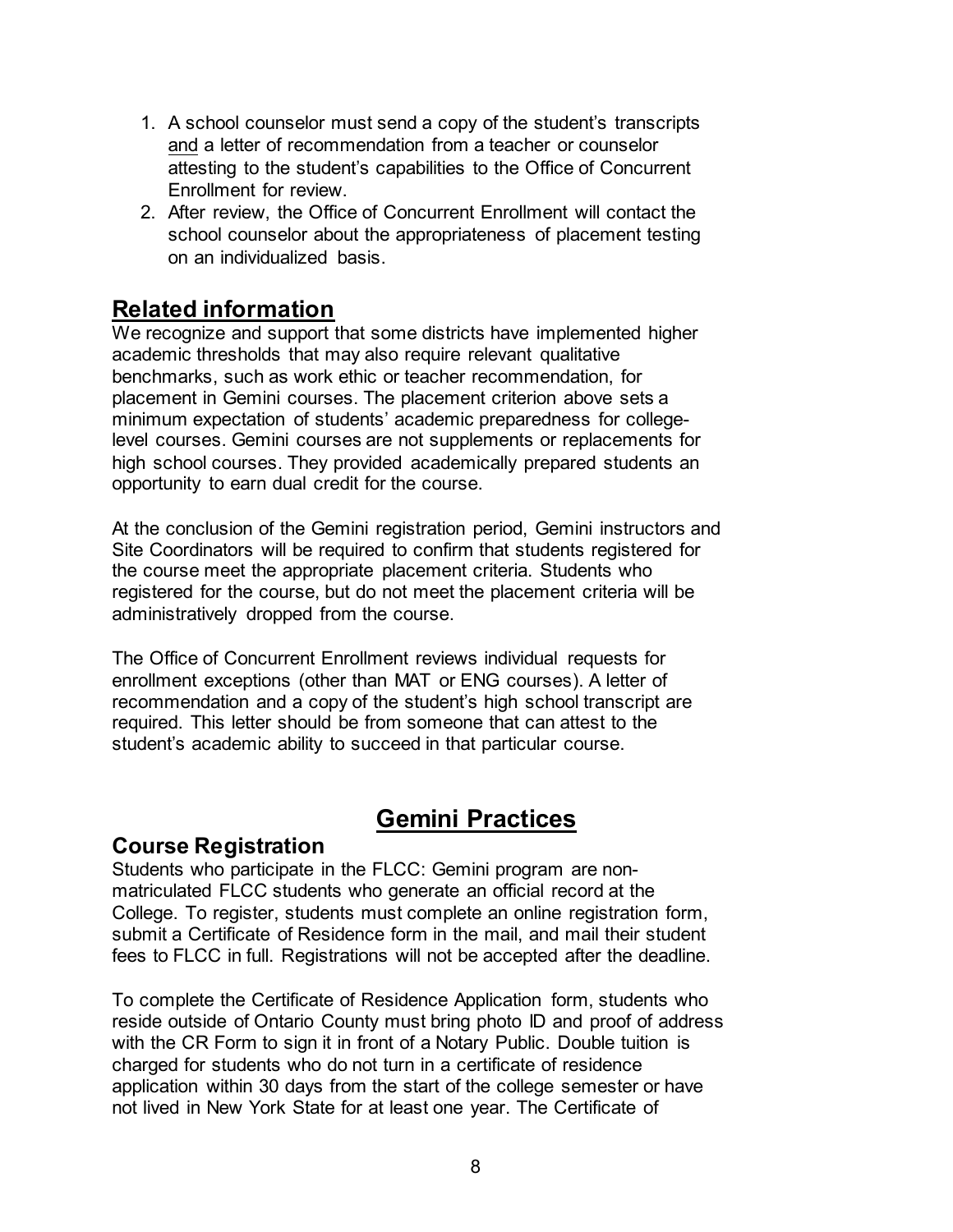1. A school counselor must send a copy of the student's transcripts <u>and</u> a letter of recommendation from a teacher or counselor attesting to the student's capabilities to the Office of Concurrent Enrollment for review.
2. After review, the Office of Concurrent Enrollment will contact the school counselor about the appropriateness of placement testing on an individualized basis.

## Related information

We recognize and support that some districts have implemented higher academic thresholds that may also require relevant qualitative benchmarks, such as work ethic or teacher recommendation, for placement in Gemini courses. The placement criterion above sets a minimum expectation of students' academic preparedness for college-level courses. Gemini courses are not supplements or replacements for high school courses. They provided academically prepared students an opportunity to earn dual credit for the course.

At the conclusion of the Gemini registration period, Gemini instructors and Site Coordinators will be required to confirm that students registered for the course meet the appropriate placement criteria. Students who registered for the course, but do not meet the placement criteria will be administratively dropped from the course.

The Office of Concurrent Enrollment reviews individual requests for enrollment exceptions (other than MAT or ENG courses). A letter of recommendation and a copy of the student's high school transcript are required. This letter should be from someone that can attest to the student's academic ability to succeed in that particular course.

# Gemini Practices

### Course Registration

Students who participate in the FLCC: Gemini program are non-matriculated FLCC students who generate an official record at the College. To register, students must complete an online registration form, submit a Certificate of Residence form in the mail, and mail their student fees to FLCC in full. Registrations will not be accepted after the deadline.

To complete the Certificate of Residence Application form, students who reside outside of Ontario County must bring photo ID and proof of address with the CR Form to sign it in front of a Notary Public. Double tuition is charged for students who do not turn in a certificate of residence application within 30 days from the start of the college semester or have not lived in New York State for at least one year. The Certificate of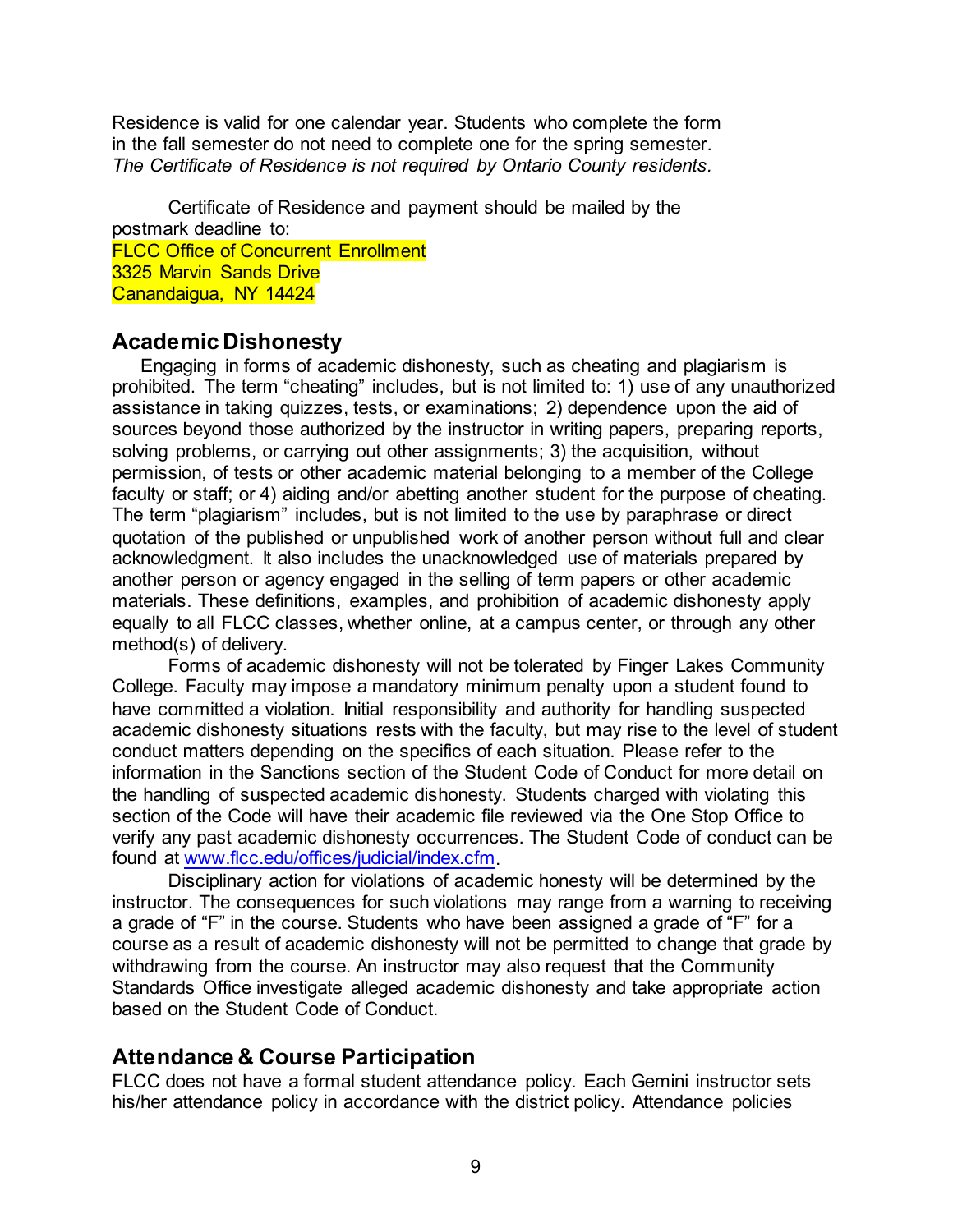Residence is valid for one calendar year. Students who complete the form in the fall semester do not need to complete one for the spring semester. *The Certificate of Residence is not required by Ontario County residents.*

Certificate of Residence and payment should be mailed by the postmark deadline to:
FLCC Office of Concurrent Enrollment
3325 Marvin Sands Drive
Canandaigua, NY 14424

## Academic Dishonesty

Engaging in forms of academic dishonesty, such as cheating and plagiarism is prohibited. The term "cheating" includes, but is not limited to: 1) use of any unauthorized assistance in taking quizzes, tests, or examinations; 2) dependence upon the aid of sources beyond those authorized by the instructor in writing papers, preparing reports, solving problems, or carrying out other assignments; 3) the acquisition, without permission, of tests or other academic material belonging to a member of the College faculty or staff; or 4) aiding and/or abetting another student for the purpose of cheating. The term "plagiarism" includes, but is not limited to the use by paraphrase or direct quotation of the published or unpublished work of another person without full and clear acknowledgment. It also includes the unacknowledged use of materials prepared by another person or agency engaged in the selling of term papers or other academic materials. These definitions, examples, and prohibition of academic dishonesty apply equally to all FLCC classes, whether online, at a campus center, or through any other method(s) of delivery.

Forms of academic dishonesty will not be tolerated by Finger Lakes Community College. Faculty may impose a mandatory minimum penalty upon a student found to have committed a violation. Initial responsibility and authority for handling suspected academic dishonesty situations rests with the faculty, but may rise to the level of student conduct matters depending on the specifics of each situation. Please refer to the information in the Sanctions section of the Student Code of Conduct for more detail on the handling of suspected academic dishonesty. Students charged with violating this section of the Code will have their academic file reviewed via the One Stop Office to verify any past academic dishonesty occurrences. The Student Code of conduct can be found at [www.flcc.edu/offices/judicial/index.cfm](www.flcc.edu/offices/judicial/index.cfm).

Disciplinary action for violations of academic honesty will be determined by the instructor. The consequences for such violations may range from a warning to receiving a grade of "F" in the course. Students who have been assigned a grade of "F" for a course as a result of academic dishonesty will not be permitted to change that grade by withdrawing from the course. An instructor may also request that the Community Standards Office investigate alleged academic dishonesty and take appropriate action based on the Student Code of Conduct.

## Attendance & Course Participation

FLCC does not have a formal student attendance policy. Each Gemini instructor sets his/her attendance policy in accordance with the district policy. Attendance policies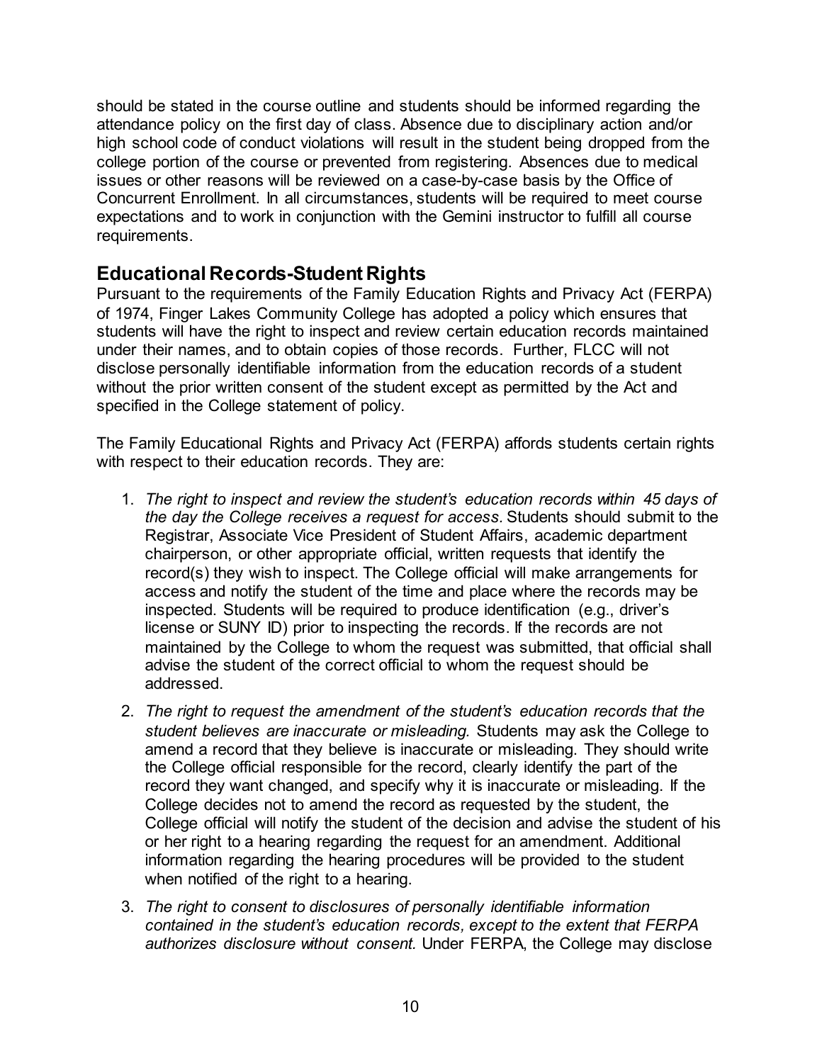should be stated in the course outline and students should be informed regarding the attendance policy on the first day of class. Absence due to disciplinary action and/or high school code of conduct violations will result in the student being dropped from the college portion of the course or prevented from registering. Absences due to medical issues or other reasons will be reviewed on a case-by-case basis by the Office of Concurrent Enrollment. In all circumstances, students will be required to meet course expectations and to work in conjunction with the Gemini instructor to fulfill all course requirements.

## Educational Records-Student Rights

Pursuant to the requirements of the Family Education Rights and Privacy Act (FERPA) of 1974, Finger Lakes Community College has adopted a policy which ensures that students will have the right to inspect and review certain education records maintained under their names, and to obtain copies of those records. Further, FLCC will not disclose personally identifiable information from the education records of a student without the prior written consent of the student except as permitted by the Act and specified in the College statement of policy.

The Family Educational Rights and Privacy Act (FERPA) affords students certain rights with respect to their education records. They are:

1. *The right to inspect and review the student's education records within 45 days of the day the College receives a request for access.* Students should submit to the Registrar, Associate Vice President of Student Affairs, academic department chairperson, or other appropriate official, written requests that identify the record(s) they wish to inspect. The College official will make arrangements for access and notify the student of the time and place where the records may be inspected. Students will be required to produce identification (e.g., driver's license or SUNY ID) prior to inspecting the records. If the records are not maintained by the College to whom the request was submitted, that official shall advise the student of the correct official to whom the request should be addressed.
2. *The right to request the amendment of the student's education records that the student believes are inaccurate or misleading.* Students may ask the College to amend a record that they believe is inaccurate or misleading. They should write the College official responsible for the record, clearly identify the part of the record they want changed, and specify why it is inaccurate or misleading. If the College decides not to amend the record as requested by the student, the College official will notify the student of the decision and advise the student of his or her right to a hearing regarding the request for an amendment. Additional information regarding the hearing procedures will be provided to the student when notified of the right to a hearing.
3. *The right to consent to disclosures of personally identifiable information contained in the student's education records, except to the extent that FERPA authorizes disclosure without consent.* Under FERPA, the College may disclose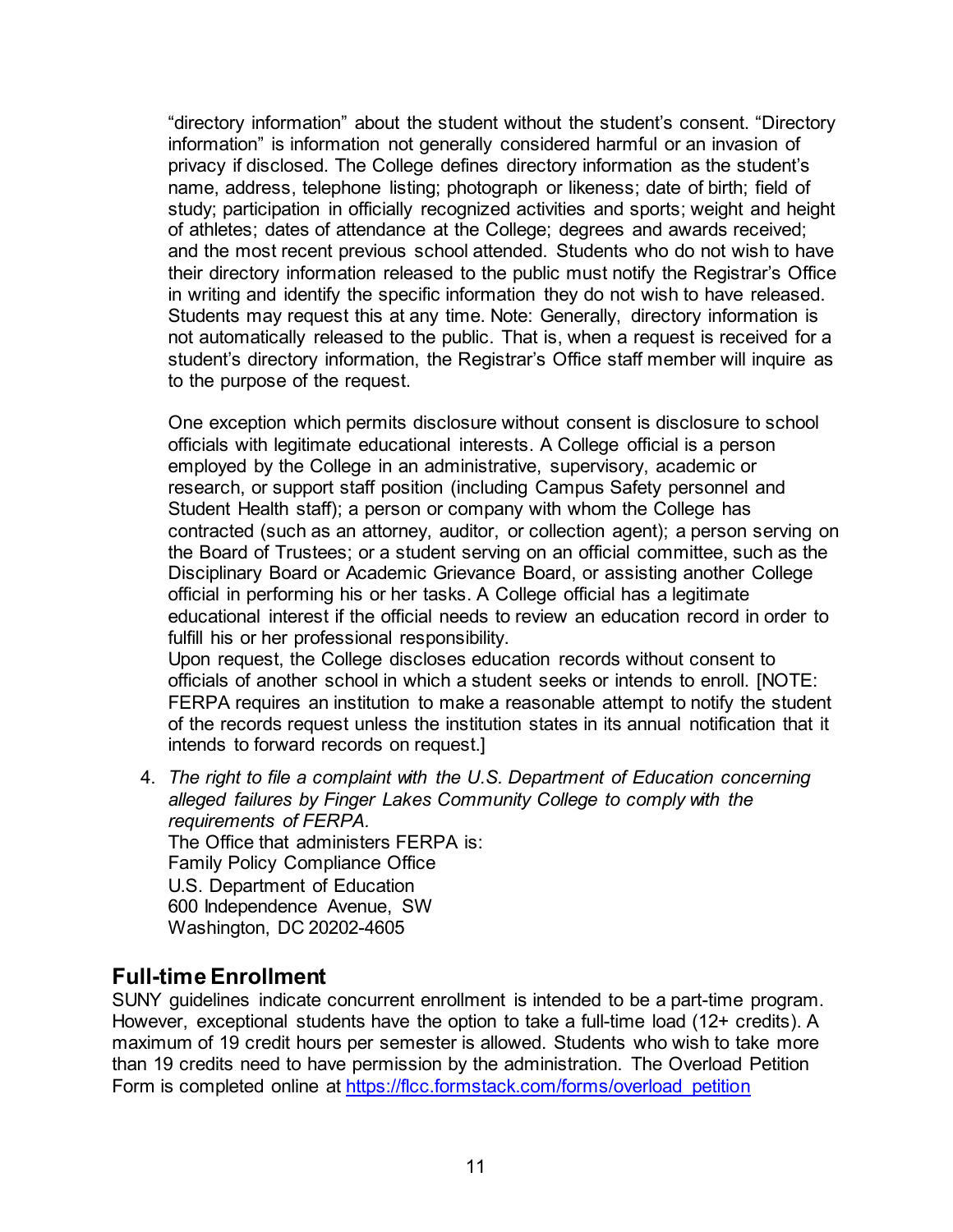"directory information" about the student without the student's consent. "Directory information" is information not generally considered harmful or an invasion of privacy if disclosed. The College defines directory information as the student's name, address, telephone listing; photograph or likeness; date of birth; field of study; participation in officially recognized activities and sports; weight and height of athletes; dates of attendance at the College; degrees and awards received; and the most recent previous school attended. Students who do not wish to have their directory information released to the public must notify the Registrar's Office in writing and identify the specific information they do not wish to have released. Students may request this at any time. Note: Generally, directory information is not automatically released to the public. That is, when a request is received for a student's directory information, the Registrar's Office staff member will inquire as to the purpose of the request.

One exception which permits disclosure without consent is disclosure to school officials with legitimate educational interests. A College official is a person employed by the College in an administrative, supervisory, academic or research, or support staff position (including Campus Safety personnel and Student Health staff); a person or company with whom the College has contracted (such as an attorney, auditor, or collection agent); a person serving on the Board of Trustees; or a student serving on an official committee, such as the Disciplinary Board or Academic Grievance Board, or assisting another College official in performing his or her tasks. A College official has a legitimate educational interest if the official needs to review an education record in order to fulfill his or her professional responsibility.
Upon request, the College discloses education records without consent to officials of another school in which a student seeks or intends to enroll. [NOTE: FERPA requires an institution to make a reasonable attempt to notify the student of the records request unless the institution states in its annual notification that it intends to forward records on request.]

4. *The right to file a complaint with the U.S. Department of Education concerning alleged failures by Finger Lakes Community College to comply with the requirements of FERPA.*
   The Office that administers FERPA is:
   Family Policy Compliance Office
   U.S. Department of Education
   600 Independence Avenue, SW
   Washington, DC 20202-4605

## Full-time Enrollment

SUNY guidelines indicate concurrent enrollment is intended to be a part-time program. However, exceptional students have the option to take a full-time load (12+ credits). A maximum of 19 credit hours per semester is allowed. Students who wish to take more than 19 credits need to have permission by the administration. The Overload Petition Form is completed online at https://flcc.formstack.com/forms/overload_petition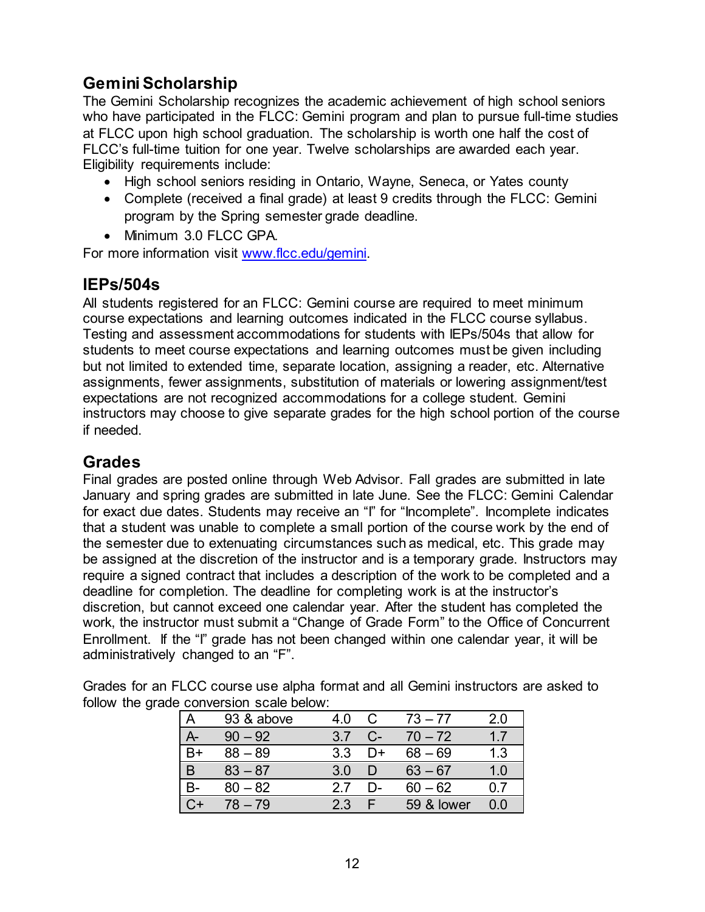## Gemini Scholarship

The Gemini Scholarship recognizes the academic achievement of high school seniors who have participated in the FLCC: Gemini program and plan to pursue full-time studies at FLCC upon high school graduation. The scholarship is worth one half the cost of FLCC's full-time tuition for one year. Twelve scholarships are awarded each year. Eligibility requirements include:

- High school seniors residing in Ontario, Wayne, Seneca, or Yates county
- Complete (received a final grade) at least 9 credits through the FLCC: Gemini program by the Spring semester grade deadline.
- Minimum 3.0 FLCC GPA.

For more information visit [www.flcc.edu/gemini](http://www.flcc.edu/gemini).

## IEPs/504s

All students registered for an FLCC: Gemini course are required to meet minimum course expectations and learning outcomes indicated in the FLCC course syllabus. Testing and assessment accommodations for students with IEPs/504s that allow for students to meet course expectations and learning outcomes must be given including but not limited to extended time, separate location, assigning a reader, etc. Alternative assignments, fewer assignments, substitution of materials or lowering assignment/test expectations are not recognized accommodations for a college student. Gemini instructors may choose to give separate grades for the high school portion of the course if needed.

## Grades

Final grades are posted online through Web Advisor. Fall grades are submitted in late January and spring grades are submitted in late June. See the FLCC: Gemini Calendar for exact due dates. Students may receive an "I" for "Incomplete". Incomplete indicates that a student was unable to complete a small portion of the course work by the end of the semester due to extenuating circumstances such as medical, etc. This grade may be assigned at the discretion of the instructor and is a temporary grade. Instructors may require a signed contract that includes a description of the work to be completed and a deadline for completion. The deadline for completing work is at the instructor's discretion, but cannot exceed one calendar year. After the student has completed the work, the instructor must submit a "Change of Grade Form" to the Office of Concurrent Enrollment. If the "I" grade has not been changed within one calendar year, it will be administratively changed to an "F".

Grades for an FLCC course use alpha format and all Gemini instructors are asked to follow the grade conversion scale below:

| | | | | | |
|---|---|---|---|---|---|
| A | 93 & above | 4.0 | C | 73 – 77 | 2.0 |
| A- | 90 – 92 | 3.7 | C- | 70 – 72 | 1.7 |
| B+ | 88 – 89 | 3.3 | D+ | 68 – 69 | 1.3 |
| B | 83 – 87 | 3.0 | D | 63 – 67 | 1.0 |
| B- | 80 – 82 | 2.7 | D- | 60 – 62 | 0.7 |
| C+ | 78 – 79 | 2.3 | F | 59 & lower | 0.0 |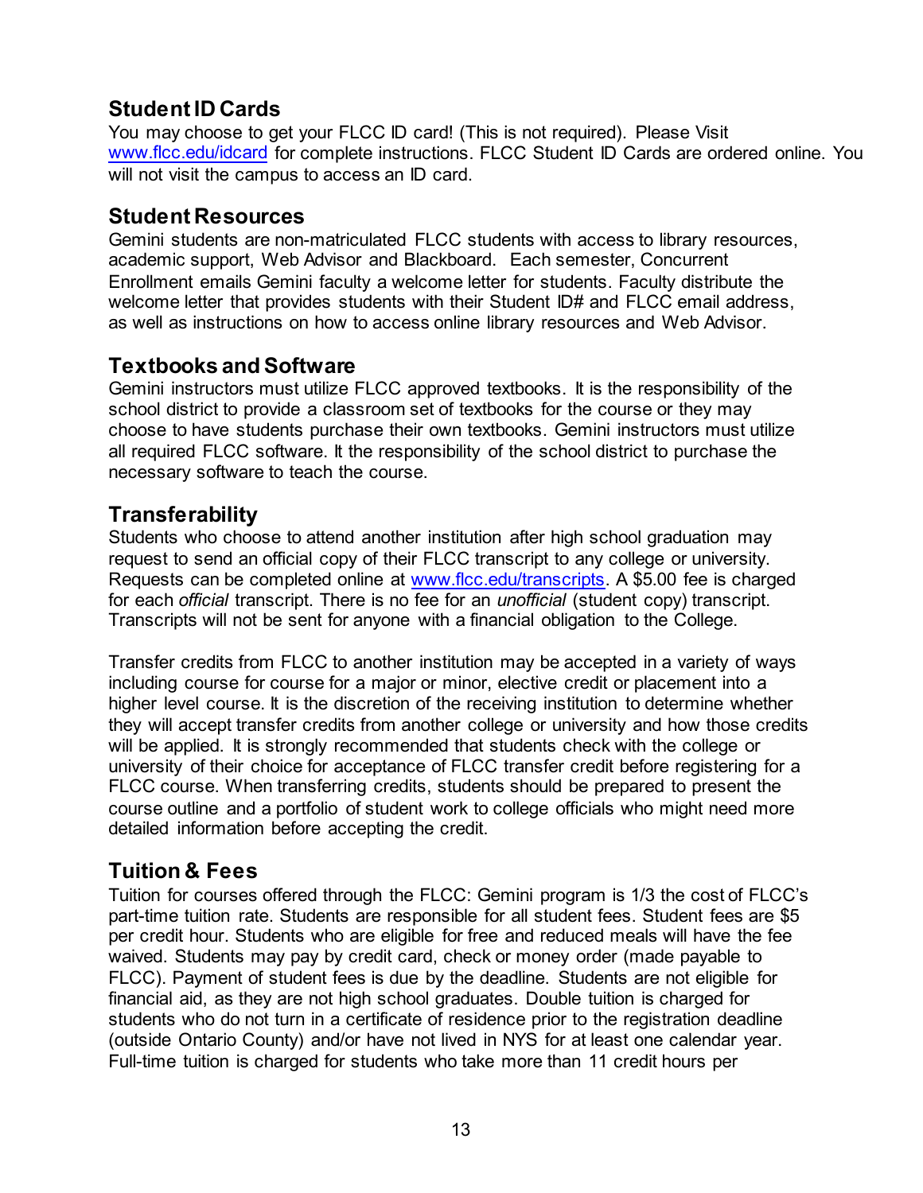## Student ID Cards

You may choose to get your FLCC ID card! (This is not required). Please Visit [www.flcc.edu/idcard](http://www.flcc.edu/idcard) for complete instructions. FLCC Student ID Cards are ordered online. You will not visit the campus to access an ID card.

## Student Resources

Gemini students are non-matriculated FLCC students with access to library resources, academic support, Web Advisor and Blackboard. Each semester, Concurrent Enrollment emails Gemini faculty a welcome letter for students. Faculty distribute the welcome letter that provides students with their Student ID# and FLCC email address, as well as instructions on how to access online library resources and Web Advisor.

## Textbooks and Software

Gemini instructors must utilize FLCC approved textbooks. It is the responsibility of the school district to provide a classroom set of textbooks for the course or they may choose to have students purchase their own textbooks. Gemini instructors must utilize all required FLCC software. It the responsibility of the school district to purchase the necessary software to teach the course.

## Transferability

Students who choose to attend another institution after high school graduation may request to send an official copy of their FLCC transcript to any college or university. Requests can be completed online at [www.flcc.edu/transcripts](http://www.flcc.edu/transcripts). A $5.00 fee is charged for each *official* transcript. There is no fee for an *unofficial* (student copy) transcript. Transcripts will not be sent for anyone with a financial obligation to the College.

Transfer credits from FLCC to another institution may be accepted in a variety of ways including course for course for a major or minor, elective credit or placement into a higher level course. It is the discretion of the receiving institution to determine whether they will accept transfer credits from another college or university and how those credits will be applied. It is strongly recommended that students check with the college or university of their choice for acceptance of FLCC transfer credit before registering for a FLCC course. When transferring credits, students should be prepared to present the course outline and a portfolio of student work to college officials who might need more detailed information before accepting the credit.

## Tuition & Fees

Tuition for courses offered through the FLCC: Gemini program is 1/3 the cost of FLCC's part-time tuition rate. Students are responsible for all student fees. Student fees are $5 per credit hour. Students who are eligible for free and reduced meals will have the fee waived. Students may pay by credit card, check or money order (made payable to FLCC). Payment of student fees is due by the deadline. Students are not eligible for financial aid, as they are not high school graduates. Double tuition is charged for students who do not turn in a certificate of residence prior to the registration deadline (outside Ontario County) and/or have not lived in NYS for at least one calendar year. Full-time tuition is charged for students who take more than 11 credit hours per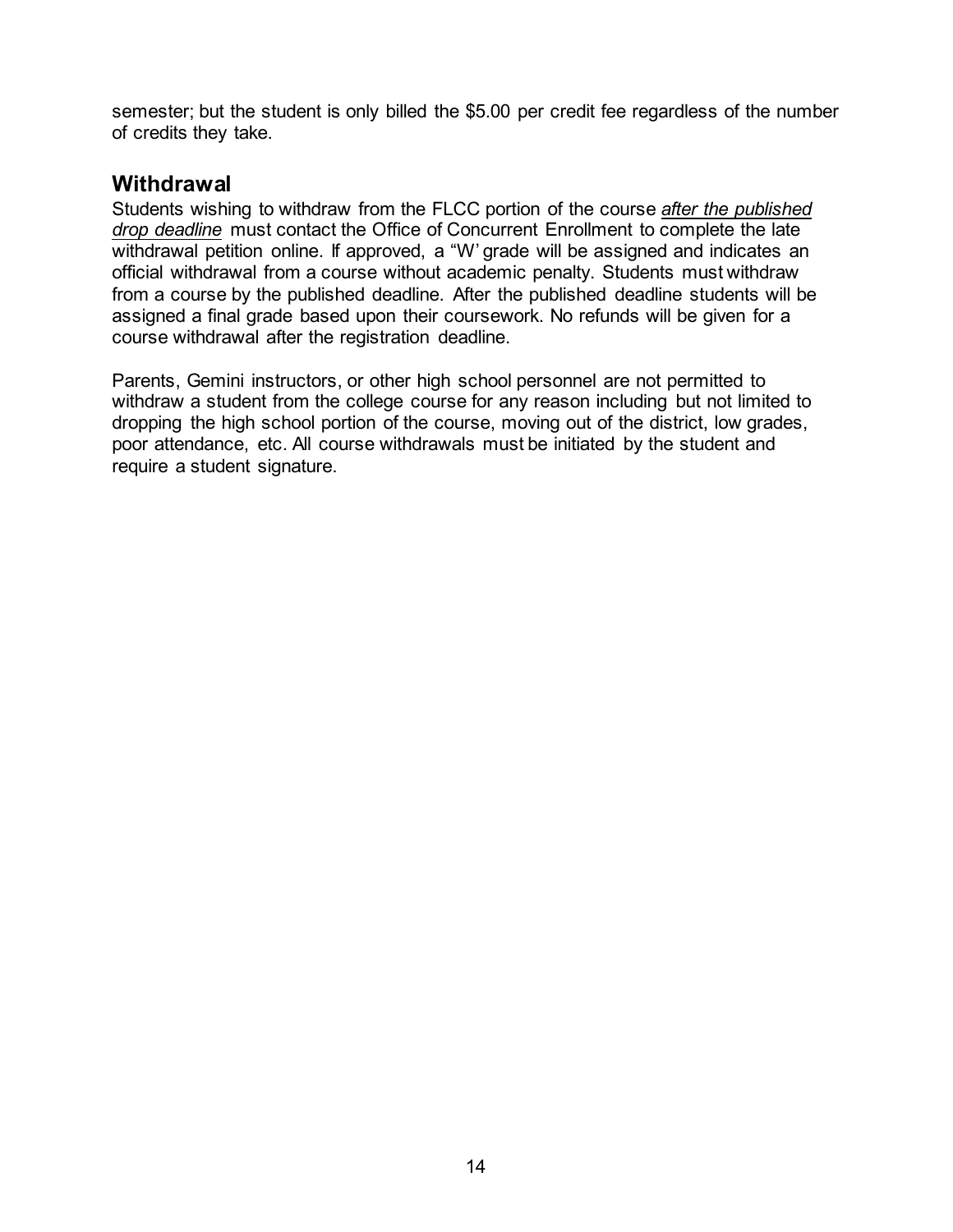semester; but the student is only billed the $5.00 per credit fee regardless of the number of credits they take.

## Withdrawal

Students wishing to withdraw from the FLCC portion of the course ***after the published drop deadline*** must contact the Office of Concurrent Enrollment to complete the late withdrawal petition online. If approved, a "W' grade will be assigned and indicates an official withdrawal from a course without academic penalty. Students must withdraw from a course by the published deadline. After the published deadline students will be assigned a final grade based upon their coursework. No refunds will be given for a course withdrawal after the registration deadline.

Parents, Gemini instructors, or other high school personnel are not permitted to withdraw a student from the college course for any reason including but not limited to dropping the high school portion of the course, moving out of the district, low grades, poor attendance, etc. All course withdrawals must be initiated by the student and require a student signature.